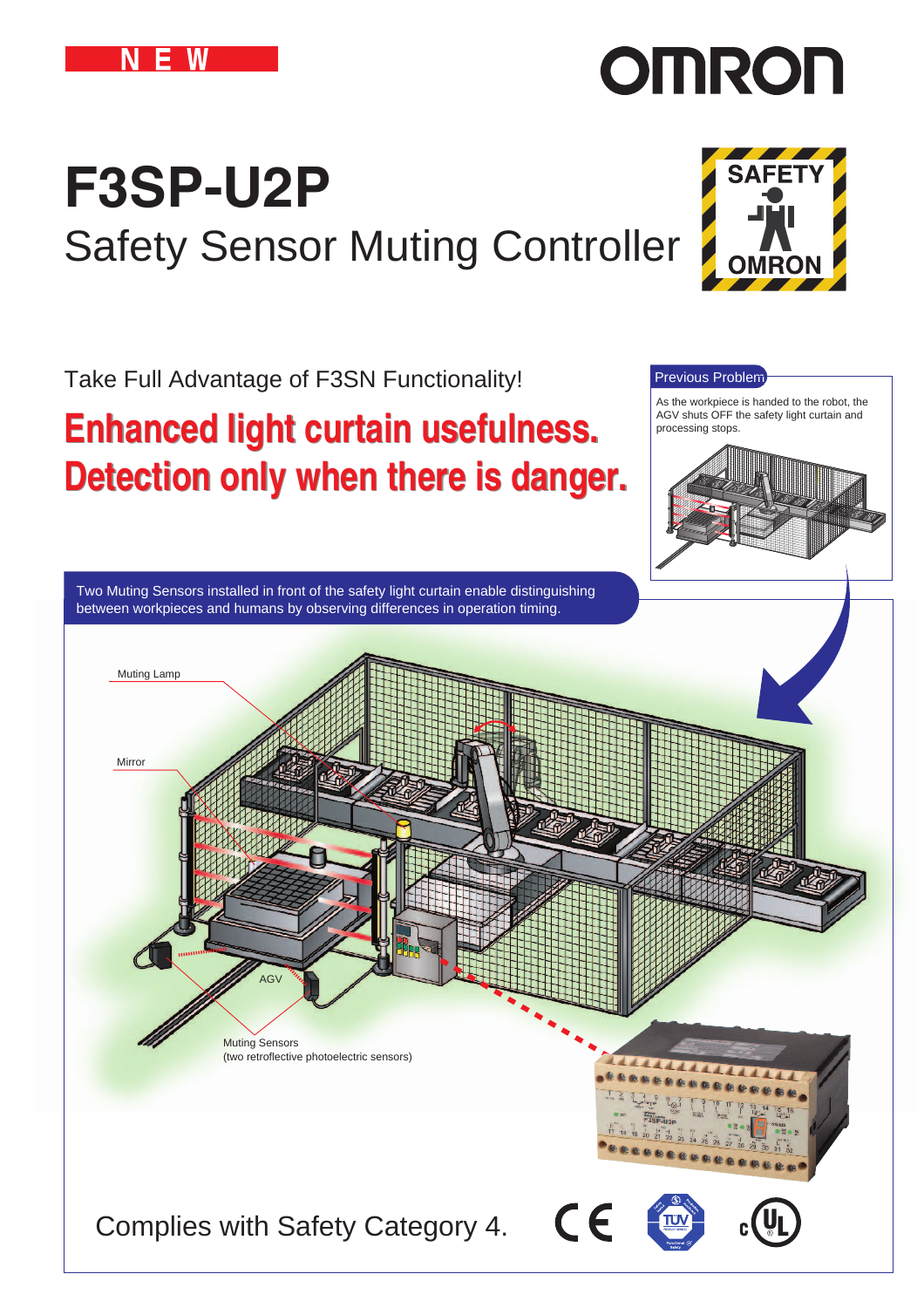NEW

# F3SP-U2P

## Safety Sensor Muting Controller

Take Full Advantage of F3SN Functionality!

**Enhanced light curtain usefulness.**
**Detection only when there is danger.**

Previous Problem

As the workpiece is handed to the robot, the AGV shuts OFF the safety light curtain and processing stops.

Two Muting Sensors installed in front of the safety light curtain enable distinguishing between workpieces and humans by observing differences in operation timing.

Muting Lamp

Mirror

AGV

Muting Sensors
(two retroreflective photoelectric sensors)

Complies with Safety Category 4.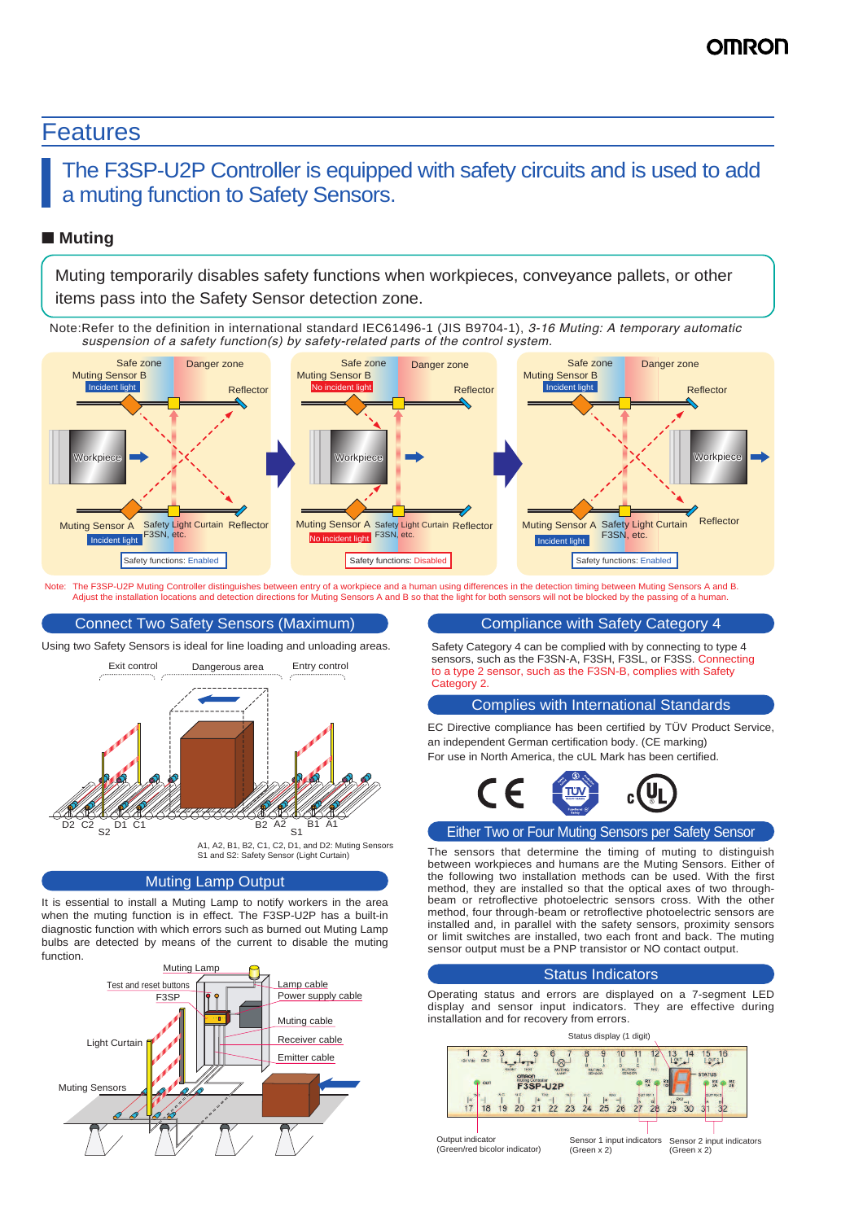# Features

## The F3SP-U2P Controller is equipped with safety circuits and is used to add a muting function to Safety Sensors.

### ■ Muting

Muting temporarily disables safety functions when workpieces, conveyance pallets, or other items pass into the Safety Sensor detection zone.

Note:Refer to the definition in international standard IEC61496-1 (JIS B9704-1), *3-16 Muting: A temporary automatic suspension of a safety function(s) by safety-related parts of the control system.*

Safe zone | Danger zone | Muting Sensor B | Incident light | Reflector | Workpiece | Muting Sensor A | Incident light | Safety Light Curtain F3SN, etc. | Reflector | Safety functions: Enabled

Safe zone | Danger zone | Muting Sensor B | No incident light | Reflector | Workpiece | Muting Sensor A | No incident light | Safety Light Curtain F3SN, etc. | Reflector | Safety functions: Disabled

Safe zone | Danger zone | Muting Sensor B | Incident light | Reflector | Workpiece | Muting Sensor A | Incident light | Safety Light Curtain F3SN, etc. | Reflector | Safety functions: Enabled

Note: The F3SP-U2P Muting Controller distinguishes between entry of a workpiece and a human using differences in the detection timing between Muting Sensors A and B. Adjust the installation locations and detection directions for Muting Sensors A and B so that the light for both sensors will not be blocked by the passing of a human.

### Connect Two Safety Sensors (Maximum)

Using two Safety Sensors is ideal for line loading and unloading areas.

Exit control | Dangerous area | Entry control

D2 C2 S2 D1 C1 B2 A2 S1 B1 A1

A1, A2, B1, B2, C1, C2, D1, and D2: Muting Sensors
S1 and S2: Safety Sensor (Light Curtain)

### Muting Lamp Output

It is essential to install a Muting Lamp to notify workers in the area when the muting function is in effect. The F3SP-U2P has a built-in diagnostic function with which errors such as burned out Muting Lamp bulbs are detected by means of the current to disable the muting function.

Muting Lamp | Test and reset buttons | F3SP | Lamp cable | Power supply cable | Muting cable | Receiver cable | Emitter cable | Light Curtain | Muting Sensors

### Compliance with Safety Category 4

Safety Category 4 can be complied with by connecting to type 4 sensors, such as the F3SN-A, F3SH, F3SL, or F3SS. Connecting to a type 2 sensor, such as the F3SN-B, complies with Safety Category 2.

### Complies with International Standards

EC Directive compliance has been certified by TÜV Product Service, an independent German certification body. (CE marking)
For use in North America, the cUL Mark has been certified.

### Either Two or Four Muting Sensors per Safety Sensor

The sensors that determine the timing of muting to distinguish between workpieces and humans are the Muting Sensors. Either of the following two installation methods can be used. With the first method, they are installed so that the optical axes of two through-beam or retroflective photoelectric sensors cross. With the other method, four through-beam or retroflective photoelectric sensors are installed and, in parallel with the safety sensors, proximity sensors or limit switches are installed, two each front and back. The muting sensor output must be a PNP transistor or NO contact output.

### Status Indicators

Operating status and errors are displayed on a 7-segment LED display and sensor input indicators. They are effective during installation and for recovery from errors.

Status display (1 digit)

Output indicator (Green/red bicolor indicator) | Sensor 1 input indicators (Green x 2) | Sensor 2 input indicators (Green x 2)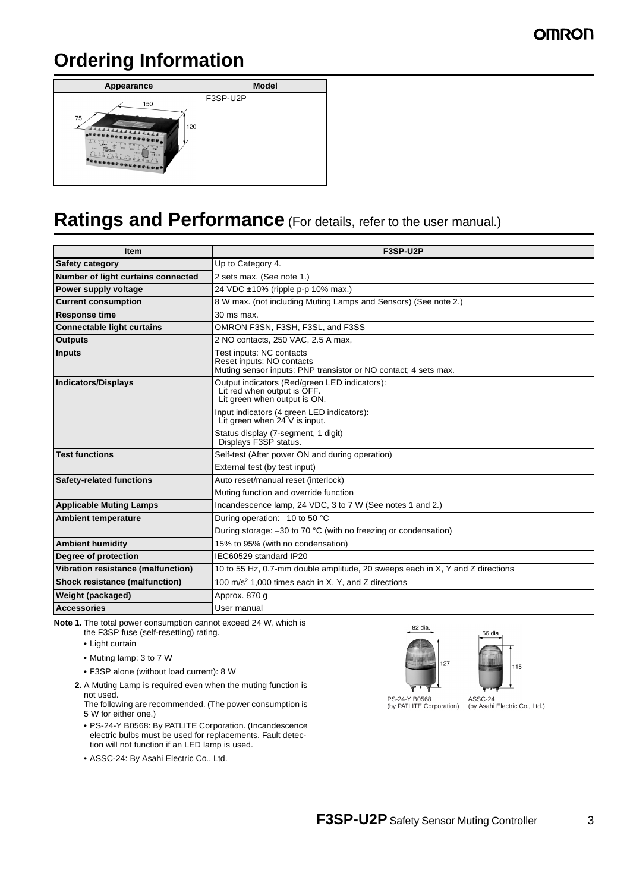# Ordering Information

| Appearance | Model |
|---|---|
| 150 / 75 / 120 | F3SP-U2P |

# Ratings and Performance (For details, refer to the user manual.)

| Item | F3SP-U2P |
|---|---|
| **Safety category** | Up to Category 4. |
| **Number of light curtains connected** | 2 sets max. (See note 1.) |
| **Power supply voltage** | 24 VDC ±10% (ripple p-p 10% max.) |
| **Current consumption** | 8 W max. (not including Muting Lamps and Sensors) (See note 2.) |
| **Response time** | 30 ms max. |
| **Connectable light curtains** | OMRON F3SN, F3SH, F3SL, and F3SS |
| **Outputs** | 2 NO contacts, 250 VAC, 2.5 A max, |
| **Inputs** | Test inputs: NC contacts<br>Reset inputs: NO contacts<br>Muting sensor inputs: PNP transistor or NO contact; 4 sets max. |
| **Indicators/Displays** | Output indicators (Red/green LED indicators):<br>Lit red when output is OFF.<br>Lit green when output is ON.<br>Input indicators (4 green LED indicators):<br>Lit green when 24 V is input.<br>Status display (7-segment, 1 digit)<br>Displays F3SP status. |
| **Test functions** | Self-test (After power ON and during operation)<br>External test (by test input) |
| **Safety-related functions** | Auto reset/manual reset (interlock)<br>Muting function and override function |
| **Applicable Muting Lamps** | Incandescence lamp, 24 VDC, 3 to 7 W (See notes 1 and 2.) |
| **Ambient temperature** | During operation: −10 to 50 °C<br>During storage: −30 to 70 °C (with no freezing or condensation) |
| **Ambient humidity** | 15% to 95% (with no condensation) |
| **Degree of protection** | IEC60529 standard IP20 |
| **Vibration resistance (malfunction)** | 10 to 55 Hz, 0.7-mm double amplitude, 20 sweeps each in X, Y and Z directions |
| **Shock resistance (malfunction)** | 100 $m/s^2$ 1,000 times each in X, Y, and Z directions |
| **Weight (packaged)** | Approx. 870 g |
| **Accessories** | User manual |

**Note 1.** The total power consumption cannot exceed 24 W, which is the F3SP fuse (self-resetting) rating.

- Light curtain
- Muting lamp: 3 to 7 W
- F3SP alone (without load current): 8 W

**2.** A Muting Lamp is required even when the muting function is not used.
The following are recommended. (The power consumption is 5 W for either one.)

- PS-24-Y B0568: By PATLITE Corporation. (Incandescence electric bulbs must be used for replacements. Fault detection will not function if an LED lamp is used.
- ASSC-24: By Asahi Electric Co., Ltd.

82 dia. / 127 — PS-24-Y B0568 (by PATLITE Corporation)

66 dia. / 115 — ASSC-24 (by Asahi Electric Co., Ltd.)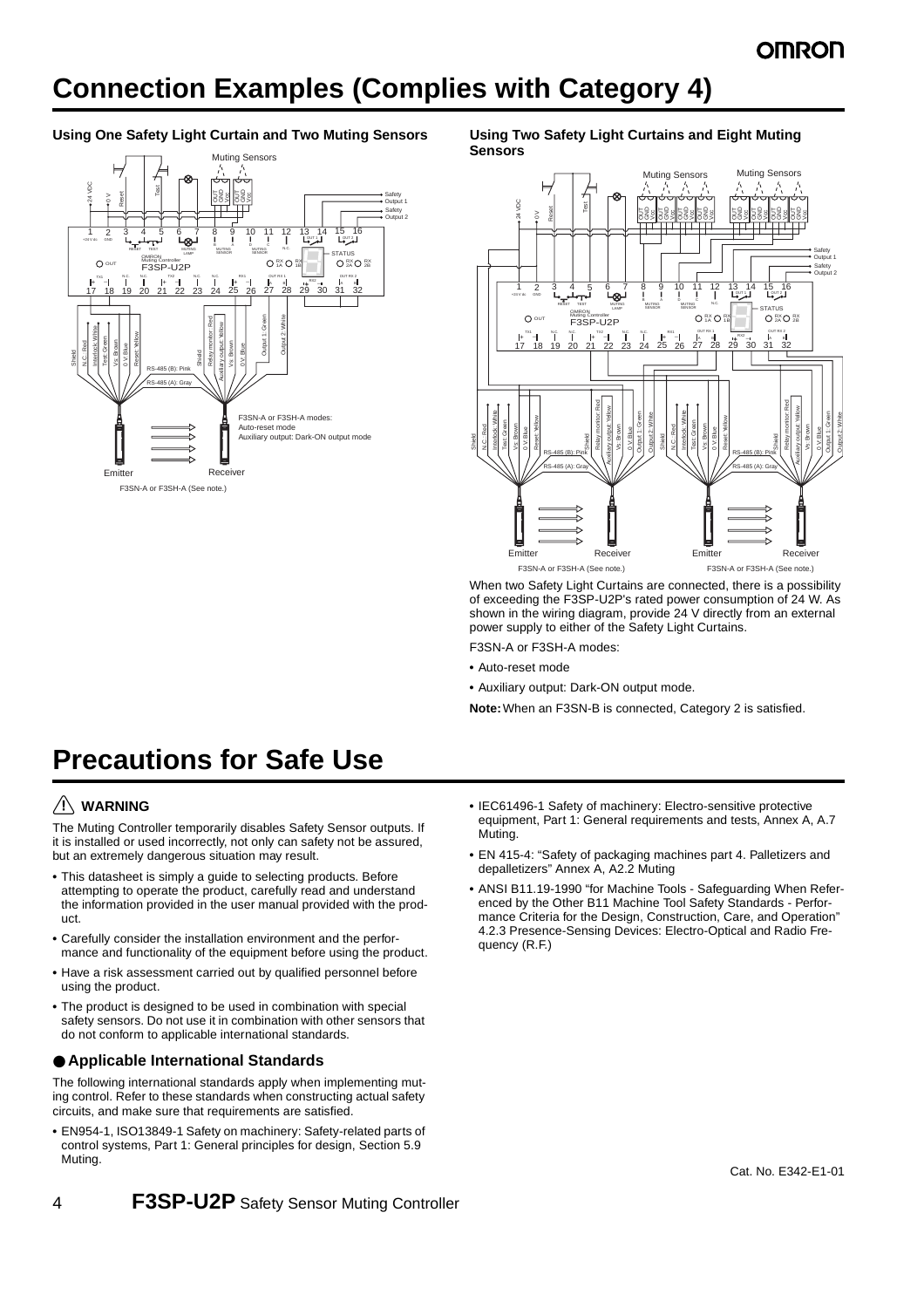# Connection Examples (Complies with Category 4)

### Using One Safety Light Curtain and Two Muting Sensors

Muting Sensors

24 VDC
0 V
Reset
Test
OUT GND Vcc
OUT GND Vcc
Safety Output 1
Safety Output 2

1 2 3 4 5 6 7 8 9 10 11 12 13 14 15 16
OMRON Muting Controller F3SP-U2P
STATUS
17 18 19 20 21 22 23 24 25 26 27 28 29 30 31 32

Shield
N.C.: Red
Interlock: White
Test: Green
Vs: Brown
0 V: Blue
Reset: Yellow
RS-485 (B): Pink
RS-485 (A): Gray
Shield
Relay monitor: Red
Auxiliary output: Yellow
Vs: Brown
0 V: Blue
Output 1: Green
Output 2: White

F3SN-A or F3SH-A modes:
Auto-reset mode
Auxiliary output: Dark-ON output mode

Emitter
Receiver
F3SN-A or F3SH-A (See note.)

### Using Two Safety Light Curtains and Eight Muting Sensors

Muting Sensors
Muting Sensors

24 VDC
0 V
Reset
Test
Safety Output 1
Safety Output 2

OMRON Muting Controller F3SP-U2P
STATUS

Emitter
Receiver
Emitter
Receiver
F3SN-A or F3SH-A (See note.)
F3SN-A or F3SH-A (See note.)

When two Safety Light Curtains are connected, there is a possibility of exceeding the F3SP-U2P's rated power consumption of 24 W. As shown in the wiring diagram, provide 24 V directly from an external power supply to either of the Safety Light Curtains.

F3SN-A or F3SH-A modes:

- Auto-reset mode
- Auxiliary output: Dark-ON output mode.

**Note:** When an F3SN-B is connected, Category 2 is satisfied.

# Precautions for Safe Use

### ⚠ WARNING

The Muting Controller temporarily disables Safety Sensor outputs. If it is installed or used incorrectly, not only can safety not be assured, but an extremely dangerous situation may result.

- This datasheet is simply a guide to selecting products. Before attempting to operate the product, carefully read and understand the information provided in the user manual provided with the product.
- Carefully consider the installation environment and the performance and functionality of the equipment before using the product.
- Have a risk assessment carried out by qualified personnel before using the product.
- The product is designed to be used in combination with special safety sensors. Do not use it in combination with other sensors that do not conform to applicable international standards.

### ● Applicable International Standards

The following international standards apply when implementing muting control. Refer to these standards when constructing actual safety circuits, and make sure that requirements are satisfied.

- EN954-1, ISO13849-1 Safety on machinery: Safety-related parts of control systems, Part 1: General principles for design, Section 5.9 Muting.
- IEC61496-1 Safety of machinery: Electro-sensitive protective equipment, Part 1: General requirements and tests, Annex A, A.7 Muting.
- EN 415-4: "Safety of packaging machines part 4. Palletizers and depalletizers" Annex A, A2.2 Muting
- ANSI B11.19-1990 "for Machine Tools - Safeguarding When Referenced by the Other B11 Machine Tool Safety Standards - Performance Criteria for the Design, Construction, Care, and Operation" 4.2.3 Presence-Sensing Devices: Electro-Optical and Radio Frequency (R.F.)

Cat. No. E342-E1-01